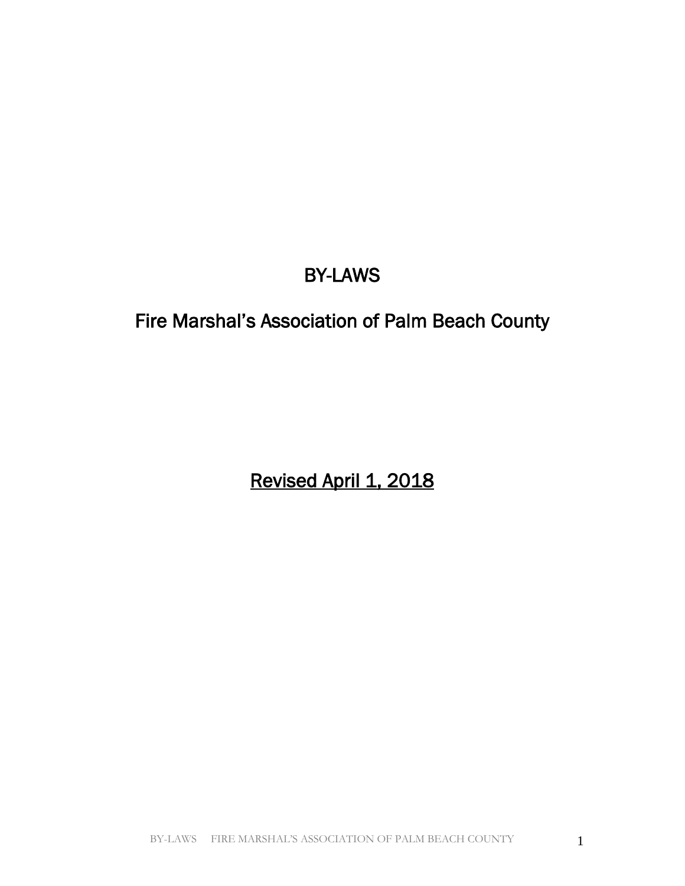# BY-LAWS

# Fire Marshal's Association of Palm Beach County

<u>Revised April 1, 2018</u>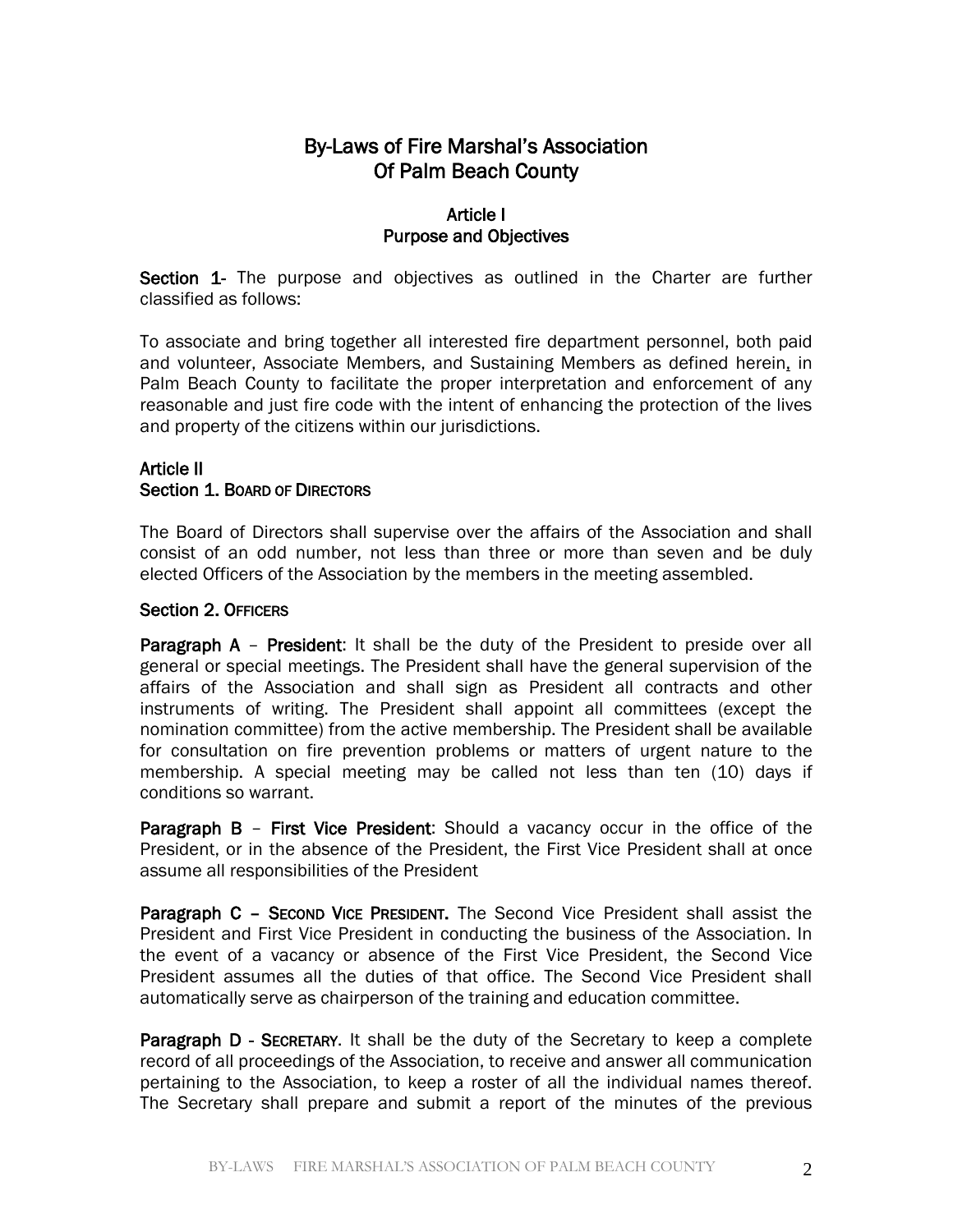# By-Laws of Fire Marshal's Association Of Palm Beach County

## Article I
## Purpose and Objectives

**Section 1-** The purpose and objectives as outlined in the Charter are further classified as follows:

To associate and bring together all interested fire department personnel, both paid and volunteer, Associate Members, and Sustaining Members as defined herein, in Palm Beach County to facilitate the proper interpretation and enforcement of any reasonable and just fire code with the intent of enhancing the protection of the lives and property of the citizens within our jurisdictions.

## Article II
### Section 1. Board of Directors

The Board of Directors shall supervise over the affairs of the Association and shall consist of an odd number, not less than three or more than seven and be duly elected Officers of the Association by the members in the meeting assembled.

### Section 2. Officers

**Paragraph A – President**: It shall be the duty of the President to preside over all general or special meetings. The President shall have the general supervision of the affairs of the Association and shall sign as President all contracts and other instruments of writing. The President shall appoint all committees (except the nomination committee) from the active membership. The President shall be available for consultation on fire prevention problems or matters of urgent nature to the membership. A special meeting may be called not less than ten (10) days if conditions so warrant.

**Paragraph B – First Vice President**: Should a vacancy occur in the office of the President, or in the absence of the President, the First Vice President shall at once assume all responsibilities of the President

**Paragraph C – Second Vice President.** The Second Vice President shall assist the President and First Vice President in conducting the business of the Association. In the event of a vacancy or absence of the First Vice President, the Second Vice President assumes all the duties of that office. The Second Vice President shall automatically serve as chairperson of the training and education committee.

**Paragraph D - Secretary.** It shall be the duty of the Secretary to keep a complete record of all proceedings of the Association, to receive and answer all communication pertaining to the Association, to keep a roster of all the individual names thereof. The Secretary shall prepare and submit a report of the minutes of the previous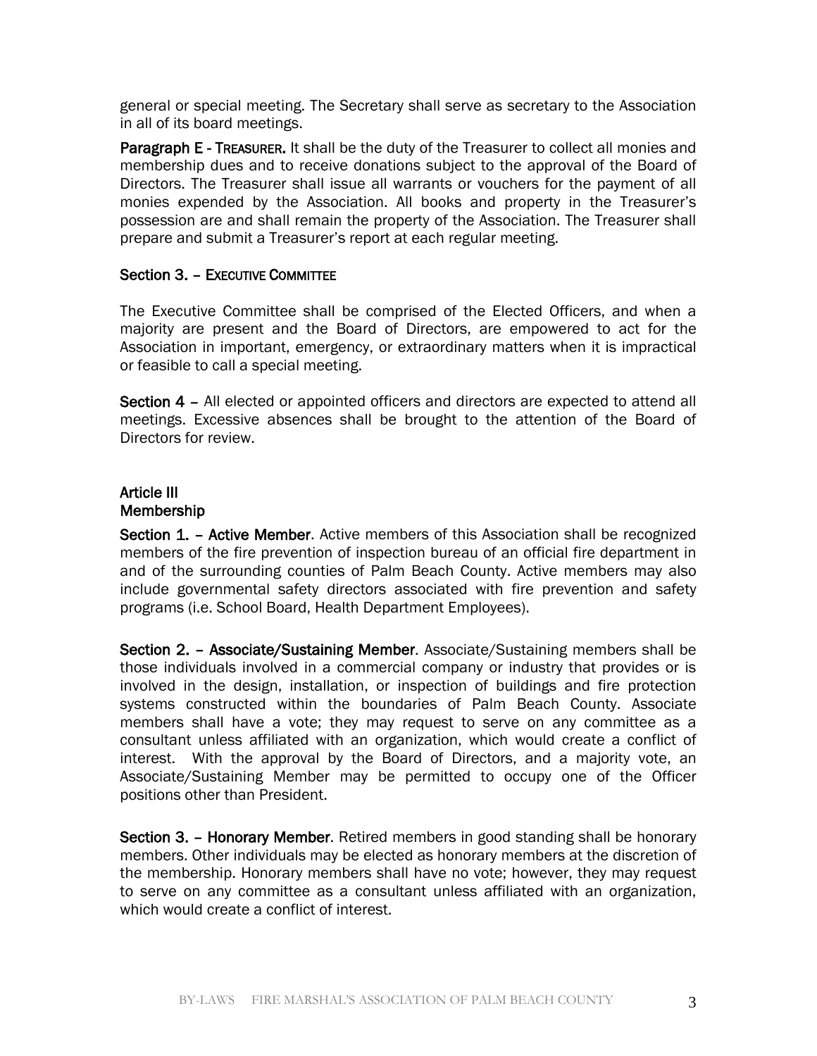general or special meeting. The Secretary shall serve as secretary to the Association in all of its board meetings.

**Paragraph E - TREASURER.** It shall be the duty of the Treasurer to collect all monies and membership dues and to receive donations subject to the approval of the Board of Directors. The Treasurer shall issue all warrants or vouchers for the payment of all monies expended by the Association. All books and property in the Treasurer's possession are and shall remain the property of the Association. The Treasurer shall prepare and submit a Treasurer's report at each regular meeting.

**Section 3. – EXECUTIVE COMMITTEE**

The Executive Committee shall be comprised of the Elected Officers, and when a majority are present and the Board of Directors, are empowered to act for the Association in important, emergency, or extraordinary matters when it is impractical or feasible to call a special meeting.

**Section 4 –** All elected or appointed officers and directors are expected to attend all meetings. Excessive absences shall be brought to the attention of the Board of Directors for review.

## Article III
## Membership

**Section 1. – Active Member**. Active members of this Association shall be recognized members of the fire prevention of inspection bureau of an official fire department in and of the surrounding counties of Palm Beach County. Active members may also include governmental safety directors associated with fire prevention and safety programs (i.e. School Board, Health Department Employees).

**Section 2. – Associate/Sustaining Member**. Associate/Sustaining members shall be those individuals involved in a commercial company or industry that provides or is involved in the design, installation, or inspection of buildings and fire protection systems constructed within the boundaries of Palm Beach County. Associate members shall have a vote; they may request to serve on any committee as a consultant unless affiliated with an organization, which would create a conflict of interest. With the approval by the Board of Directors, and a majority vote, an Associate/Sustaining Member may be permitted to occupy one of the Officer positions other than President.

**Section 3. – Honorary Member**. Retired members in good standing shall be honorary members. Other individuals may be elected as honorary members at the discretion of the membership. Honorary members shall have no vote; however, they may request to serve on any committee as a consultant unless affiliated with an organization, which would create a conflict of interest.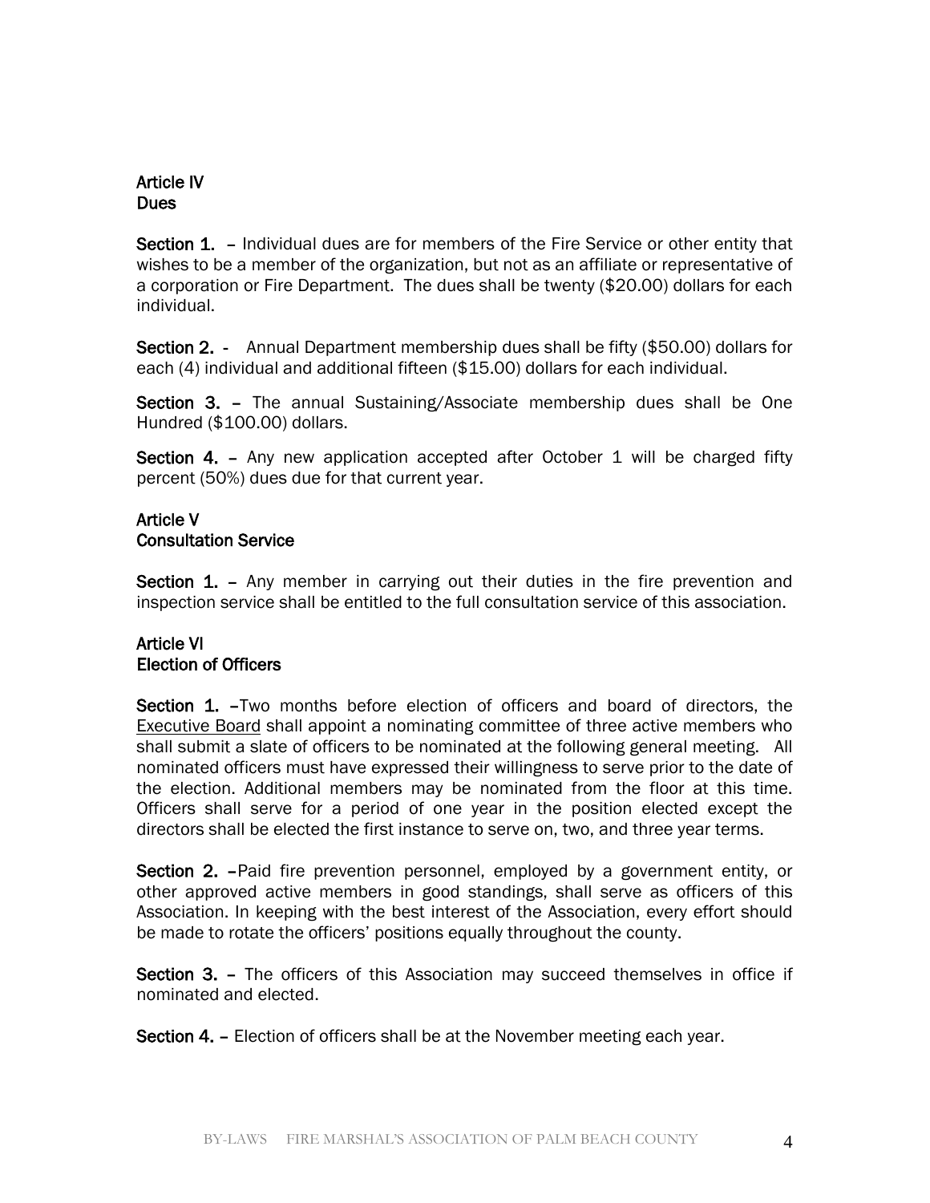## Article IV
## Dues

**Section 1.** – Individual dues are for members of the Fire Service or other entity that wishes to be a member of the organization, but not as an affiliate or representative of a corporation or Fire Department. The dues shall be twenty ($20.00) dollars for each individual.

**Section 2.** - Annual Department membership dues shall be fifty ($50.00) dollars for each (4) individual and additional fifteen ($15.00) dollars for each individual.

**Section 3.** – The annual Sustaining/Associate membership dues shall be One Hundred ($100.00) dollars.

**Section 4.** – Any new application accepted after October 1 will be charged fifty percent (50%) dues due for that current year.

## Article V
## Consultation Service

**Section 1.** – Any member in carrying out their duties in the fire prevention and inspection service shall be entitled to the full consultation service of this association.

## Article VI
## Election of Officers

**Section 1.** –Two months before election of officers and board of directors, the Executive Board shall appoint a nominating committee of three active members who shall submit a slate of officers to be nominated at the following general meeting. All nominated officers must have expressed their willingness to serve prior to the date of the election. Additional members may be nominated from the floor at this time. Officers shall serve for a period of one year in the position elected except the directors shall be elected the first instance to serve on, two, and three year terms.

**Section 2.** –Paid fire prevention personnel, employed by a government entity, or other approved active members in good standings, shall serve as officers of this Association. In keeping with the best interest of the Association, every effort should be made to rotate the officers' positions equally throughout the county.

**Section 3.** – The officers of this Association may succeed themselves in office if nominated and elected.

**Section 4.** – Election of officers shall be at the November meeting each year.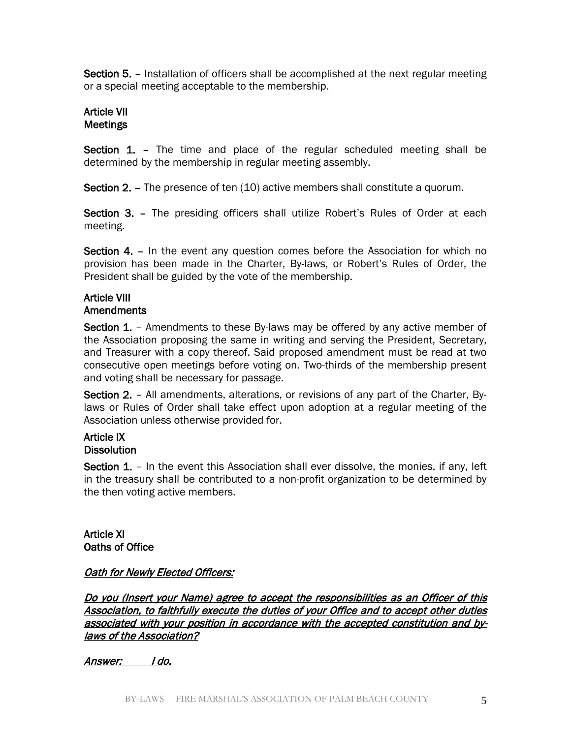**Section 5.** – Installation of officers shall be accomplished at the next regular meeting or a special meeting acceptable to the membership.

## Article VII
## Meetings

**Section 1.** – The time and place of the regular scheduled meeting shall be determined by the membership in regular meeting assembly.

**Section 2.** – The presence of ten (10) active members shall constitute a quorum.

**Section 3.** – The presiding officers shall utilize Robert's Rules of Order at each meeting.

**Section 4.** – In the event any question comes before the Association for which no provision has been made in the Charter, By-laws, or Robert's Rules of Order, the President shall be guided by the vote of the membership.

## Article VIII
## Amendments

**Section 1.** – Amendments to these By-laws may be offered by any active member of the Association proposing the same in writing and serving the President, Secretary, and Treasurer with a copy thereof. Said proposed amendment must be read at two consecutive open meetings before voting on. Two-thirds of the membership present and voting shall be necessary for passage.

**Section 2.** – All amendments, alterations, or revisions of any part of the Charter, By-laws or Rules of Order shall take effect upon adoption at a regular meeting of the Association unless otherwise provided for.

## Article IX
## Dissolution

**Section 1.** – In the event this Association shall ever dissolve, the monies, if any, left in the treasury shall be contributed to a non-profit organization to be determined by the then voting active members.

## Article XI
## Oaths of Office

***Oath for Newly Elected Officers:***

***Do you (Insert your Name) agree to accept the responsibilities as an Officer of this Association, to faithfully execute the duties of your Office and to accept other duties associated with your position in accordance with the accepted constitution and by-laws of the Association?***

***Answer: I do.***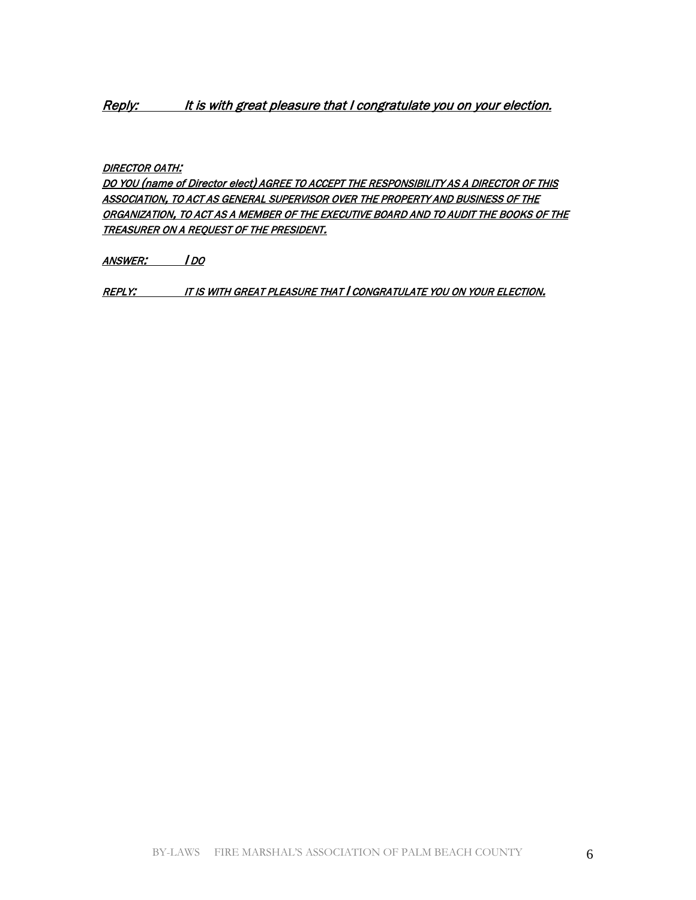*Reply: It is with great pleasure that I congratulate you on your election.*

*DIRECTOR OATH:*

*DO YOU (name of Director elect) AGREE TO ACCEPT THE RESPONSIBILITY AS A DIRECTOR OF THIS ASSOCIATION, TO ACT AS GENERAL SUPERVISOR OVER THE PROPERTY AND BUSINESS OF THE ORGANIZATION, TO ACT AS A MEMBER OF THE EXECUTIVE BOARD AND TO AUDIT THE BOOKS OF THE TREASURER ON A REQUEST OF THE PRESIDENT.*

*ANSWER: I DO*

*REPLY: IT IS WITH GREAT PLEASURE THAT I CONGRATULATE YOU ON YOUR ELECTION.*